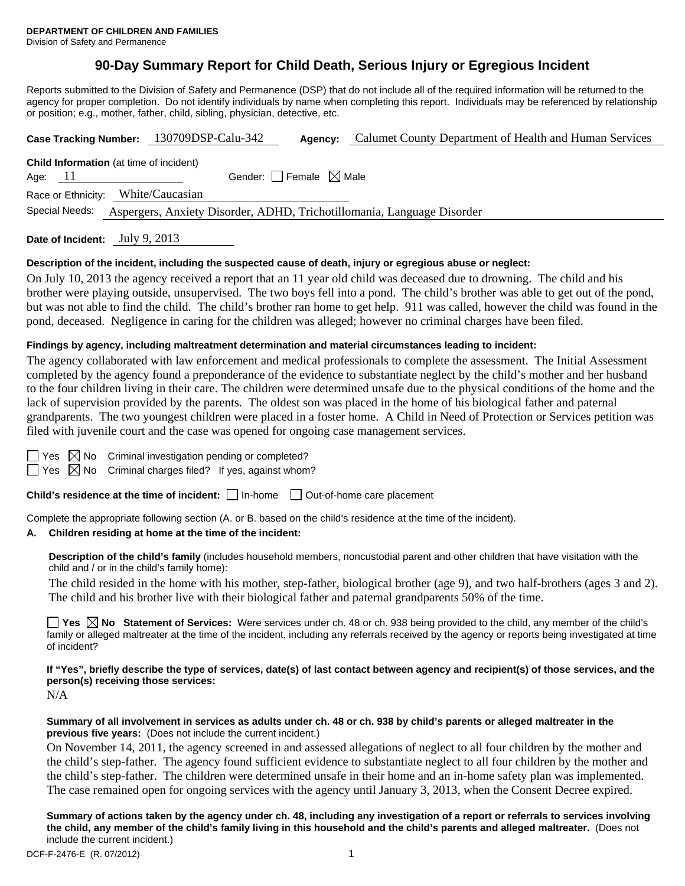**DEPARTMENT OF CHILDREN AND FAMILIES**
Division of Safety and Permanence

# 90-Day Summary Report for Child Death, Serious Injury or Egregious Incident

Reports submitted to the Division of Safety and Permanence (DSP) that do not include all of the required information will be returned to the agency for proper completion. Do not identify individuals by name when completing this report. Individuals may be referenced by relationship or position; e.g., mother, father, child, sibling, physician, detective, etc.

**Case Tracking Number:** 130709DSP-Calu-342 **Agency:** Calumet County Department of Health and Human Services

**Child Information** (at time of incident)

Age: 11 Gender: ☐ Female ☒ Male

Race or Ethnicity: White/Caucasian

Special Needs: Aspergers, Anxiety Disorder, ADHD, Trichotillomania, Language Disorder

**Date of Incident:** July 9, 2013

**Description of the incident, including the suspected cause of death, injury or egregious abuse or neglect:**

On July 10, 2013 the agency received a report that an 11 year old child was deceased due to drowning. The child and his brother were playing outside, unsupervised. The two boys fell into a pond. The child's brother was able to get out of the pond, but was not able to find the child. The child's brother ran home to get help. 911 was called, however the child was found in the pond, deceased. Negligence in caring for the children was alleged; however no criminal charges have been filed.

**Findings by agency, including maltreatment determination and material circumstances leading to incident:**

The agency collaborated with law enforcement and medical professionals to complete the assessment. The Initial Assessment completed by the agency found a preponderance of the evidence to substantiate neglect by the child's mother and her husband to the four children living in their care. The children were determined unsafe due to the physical conditions of the home and the lack of supervision provided by the parents. The oldest son was placed in the home of his biological father and paternal grandparents. The two youngest children were placed in a foster home. A Child in Need of Protection or Services petition was filed with juvenile court and the case was opened for ongoing case management services.

☐ Yes ☒ No Criminal investigation pending or completed?

☐ Yes ☒ No Criminal charges filed? If yes, against whom?

**Child's residence at the time of incident:** ☐ In-home ☐ Out-of-home care placement

Complete the appropriate following section (A. or B. based on the child's residence at the time of the incident).

**A. Children residing at home at the time of the incident:**

**Description of the child's family** (includes household members, noncustodial parent and other children that have visitation with the child and / or in the child's family home):

The child resided in the home with his mother, step-father, biological brother (age 9), and two half-brothers (ages 3 and 2). The child and his brother live with their biological father and paternal grandparents 50% of the time.

☐ **Yes** ☒ **No Statement of Services:** Were services under ch. 48 or ch. 938 being provided to the child, any member of the child's family or alleged maltreater at the time of the incident, including any referrals received by the agency or reports being investigated at time of incident?

**If "Yes", briefly describe the type of services, date(s) of last contact between agency and recipient(s) of those services, and the person(s) receiving those services:**

N/A

**Summary of all involvement in services as adults under ch. 48 or ch. 938 by child's parents or alleged maltreater in the previous five years:** (Does not include the current incident.)

On November 14, 2011, the agency screened in and assessed allegations of neglect to all four children by the mother and the child's step-father. The agency found sufficient evidence to substantiate neglect to all four children by the mother and the child's step-father. The children were determined unsafe in their home and an in-home safety plan was implemented. The case remained open for ongoing services with the agency until January 3, 2013, when the Consent Decree expired.

**Summary of actions taken by the agency under ch. 48, including any investigation of a report or referrals to services involving the child, any member of the child's family living in this household and the child's parents and alleged maltreater.** (Does not include the current incident.)

DCF-F-2476-E (R. 07/2012)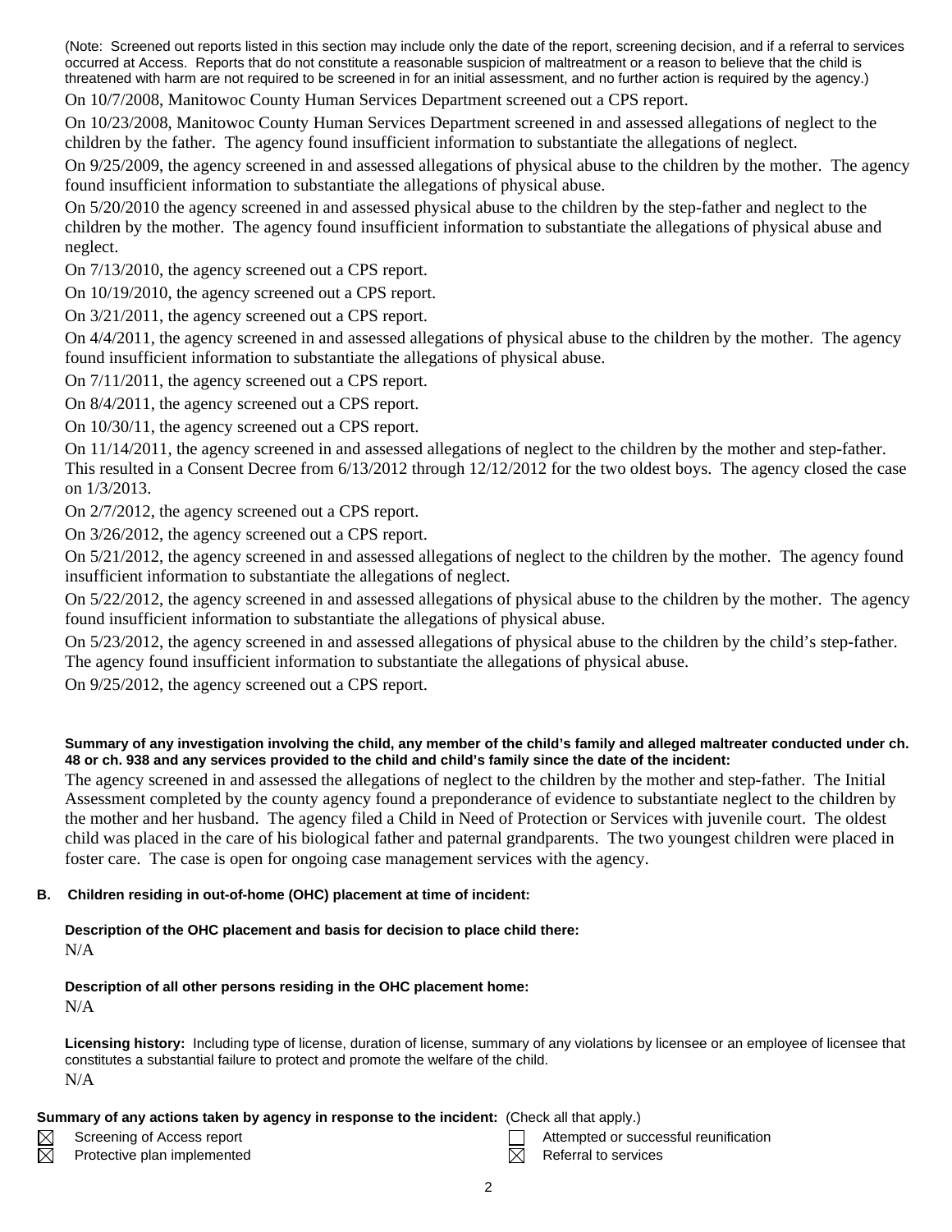(Note: Screened out reports listed in this section may include only the date of the report, screening decision, and if a referral to services occurred at Access. Reports that do not constitute a reasonable suspicion of maltreatment or a reason to believe that the child is threatened with harm are not required to be screened in for an initial assessment, and no further action is required by the agency.)

On 10/7/2008, Manitowoc County Human Services Department screened out a CPS report.

On 10/23/2008, Manitowoc County Human Services Department screened in and assessed allegations of neglect to the children by the father. The agency found insufficient information to substantiate the allegations of neglect.

On 9/25/2009, the agency screened in and assessed allegations of physical abuse to the children by the mother. The agency found insufficient information to substantiate the allegations of physical abuse.

On 5/20/2010 the agency screened in and assessed physical abuse to the children by the step-father and neglect to the children by the mother. The agency found insufficient information to substantiate the allegations of physical abuse and neglect.

On 7/13/2010, the agency screened out a CPS report.

On 10/19/2010, the agency screened out a CPS report.

On 3/21/2011, the agency screened out a CPS report.

On 4/4/2011, the agency screened in and assessed allegations of physical abuse to the children by the mother. The agency found insufficient information to substantiate the allegations of physical abuse.

On 7/11/2011, the agency screened out a CPS report.

On 8/4/2011, the agency screened out a CPS report.

On 10/30/11, the agency screened out a CPS report.

On 11/14/2011, the agency screened in and assessed allegations of neglect to the children by the mother and step-father. This resulted in a Consent Decree from 6/13/2012 through 12/12/2012 for the two oldest boys. The agency closed the case on 1/3/2013.

On 2/7/2012, the agency screened out a CPS report.

On 3/26/2012, the agency screened out a CPS report.

On 5/21/2012, the agency screened in and assessed allegations of neglect to the children by the mother. The agency found insufficient information to substantiate the allegations of neglect.

On 5/22/2012, the agency screened in and assessed allegations of physical abuse to the children by the mother. The agency found insufficient information to substantiate the allegations of physical abuse.

On 5/23/2012, the agency screened in and assessed allegations of physical abuse to the children by the child's step-father. The agency found insufficient information to substantiate the allegations of physical abuse.

On 9/25/2012, the agency screened out a CPS report.

**Summary of any investigation involving the child, any member of the child's family and alleged maltreater conducted under ch. 48 or ch. 938 and any services provided to the child and child's family since the date of the incident:**

The agency screened in and assessed the allegations of neglect to the children by the mother and step-father. The Initial Assessment completed by the county agency found a preponderance of evidence to substantiate neglect to the children by the mother and her husband. The agency filed a Child in Need of Protection or Services with juvenile court. The oldest child was placed in the care of his biological father and paternal grandparents. The two youngest children were placed in foster care. The case is open for ongoing case management services with the agency.

**B. Children residing in out-of-home (OHC) placement at time of incident:**

**Description of the OHC placement and basis for decision to place child there:**

N/A

**Description of all other persons residing in the OHC placement home:**

N/A

**Licensing history:** Including type of license, duration of license, summary of any violations by licensee or an employee of licensee that constitutes a substantial failure to protect and promote the welfare of the child.

N/A

**Summary of any actions taken by agency in response to the incident:** (Check all that apply.)

- ☒ Screening of Access report
- ☒ Protective plan implemented
- ☐ Attempted or successful reunification
- ☒ Referral to services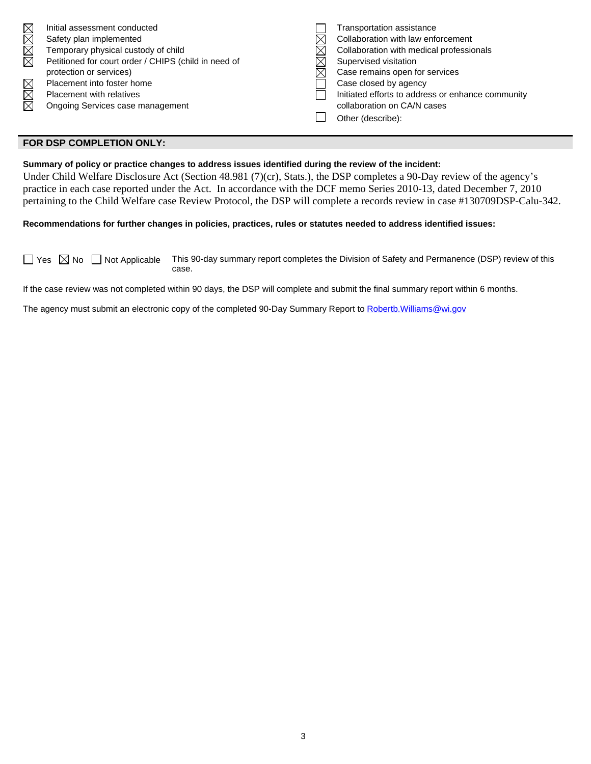- ☒ Initial assessment conducted
- ☒ Safety plan implemented
- ☒ Temporary physical custody of child
- ☒ Petitioned for court order / CHIPS (child in need of protection or services)
- ☒ Placement into foster home
- ☒ Placement with relatives
- ☒ Ongoing Services case management
- ☐ Transportation assistance
- ☒ Collaboration with law enforcement
- ☒ Collaboration with medical professionals
- ☒ Supervised visitation
- ☒ Case remains open for services
- ☐ Case closed by agency
- ☐ Initiated efforts to address or enhance community collaboration on CA/N cases
- ☐ Other (describe):

## FOR DSP COMPLETION ONLY:

**Summary of policy or practice changes to address issues identified during the review of the incident:**

Under Child Welfare Disclosure Act (Section 48.981 (7)(cr), Stats.), the DSP completes a 90-Day review of the agency's practice in each case reported under the Act. In accordance with the DCF memo Series 2010-13, dated December 7, 2010 pertaining to the Child Welfare case Review Protocol, the DSP will complete a records review in case #130709DSP-Calu-342.

**Recommendations for further changes in policies, practices, rules or statutes needed to address identified issues:**

☐ Yes ☒ No ☐ Not Applicable This 90-day summary report completes the Division of Safety and Permanence (DSP) review of this case.

If the case review was not completed within 90 days, the DSP will complete and submit the final summary report within 6 months.

The agency must submit an electronic copy of the completed 90-Day Summary Report to Robertb.Williams@wi.gov